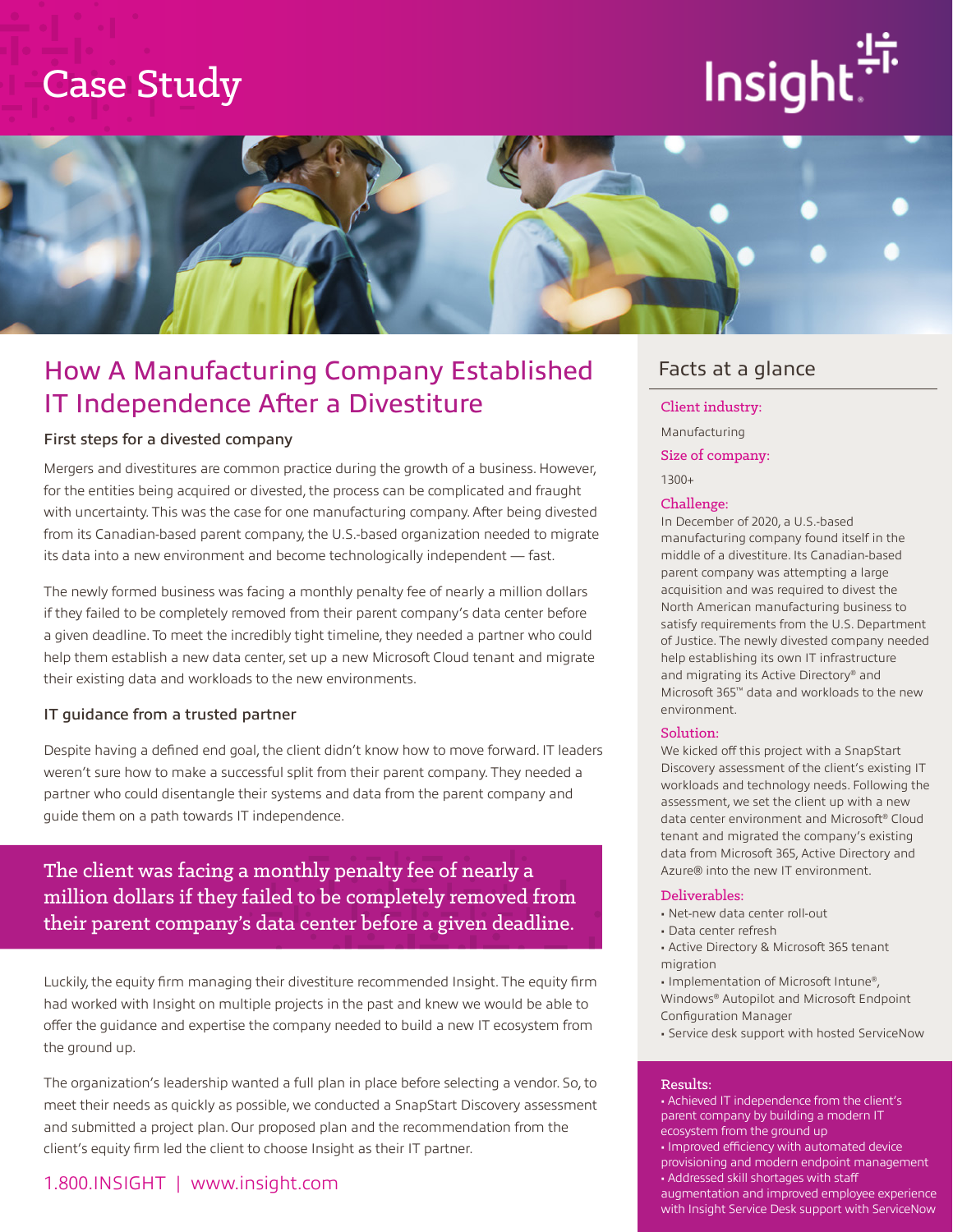# Case Study

Insight

## How A Manufacturing Company Established IT Independence After a Divestiture

### First steps for a divested company

Mergers and divestitures are common practice during the growth of a business. However, for the entities being acquired or divested, the process can be complicated and fraught with uncertainty. This was the case for one manufacturing company. After being divested from its Canadian-based parent company, the U.S.-based organization needed to migrate its data into a new environment and become technologically independent — fast.

The newly formed business was facing a monthly penalty fee of nearly a million dollars if they failed to be completely removed from their parent company's data center before a given deadline. To meet the incredibly tight timeline, they needed a partner who could help them establish a new data center, set up a new Microsoft Cloud tenant and migrate their existing data and workloads to the new environments.

### IT guidance from a trusted partner

Despite having a defined end goal, the client didn't know how to move forward. IT leaders weren't sure how to make a successful split from their parent company. They needed a partner who could disentangle their systems and data from the parent company and guide them on a path towards IT independence.

> The client was facing a monthly penalty fee of nearly a million dollars if they failed to be completely removed from their parent company's data center before a given deadline.

Luckily, the equity firm managing their divestiture recommended Insight. The equity firm had worked with Insight on multiple projects in the past and knew we would be able to offer the guidance and expertise the company needed to build a new IT ecosystem from the ground up.

The organization's leadership wanted a full plan in place before selecting a vendor. So, to meet their needs as quickly as possible, we conducted a SnapStart Discovery assessment and submitted a project plan. Our proposed plan and the recommendation from the client's equity firm led the client to choose Insight as their IT partner.

1.800.INSIGHT | www.insight.com

## Facts at a glance

**Client industry:**

Manufacturing

**Size of company:**

1300+

**Challenge:**

In December of 2020, a U.S.-based manufacturing company found itself in the middle of a divestiture. Its Canadian-based parent company was attempting a large acquisition and was required to divest the North American manufacturing business to satisfy requirements from the U.S. Department of Justice. The newly divested company needed help establishing its own IT infrastructure and migrating its Active Directory® and Microsoft 365™ data and workloads to the new environment.

**Solution:**

We kicked off this project with a SnapStart Discovery assessment of the client's existing IT workloads and technology needs. Following the assessment, we set the client up with a new data center environment and Microsoft® Cloud tenant and migrated the company's existing data from Microsoft 365, Active Directory and Azure® into the new IT environment.

**Deliverables:**

- Net-new data center roll-out
- Data center refresh
- Active Directory & Microsoft 365 tenant migration
- Implementation of Microsoft Intune®, Windows® Autopilot and Microsoft Endpoint Configuration Manager
- Service desk support with hosted ServiceNow

**Results:**

- Achieved IT independence from the client's parent company by building a modern IT ecosystem from the ground up
- Improved efficiency with automated device provisioning and modern endpoint management
- Addressed skill shortages with staff augmentation and improved employee experience with Insight Service Desk support with ServiceNow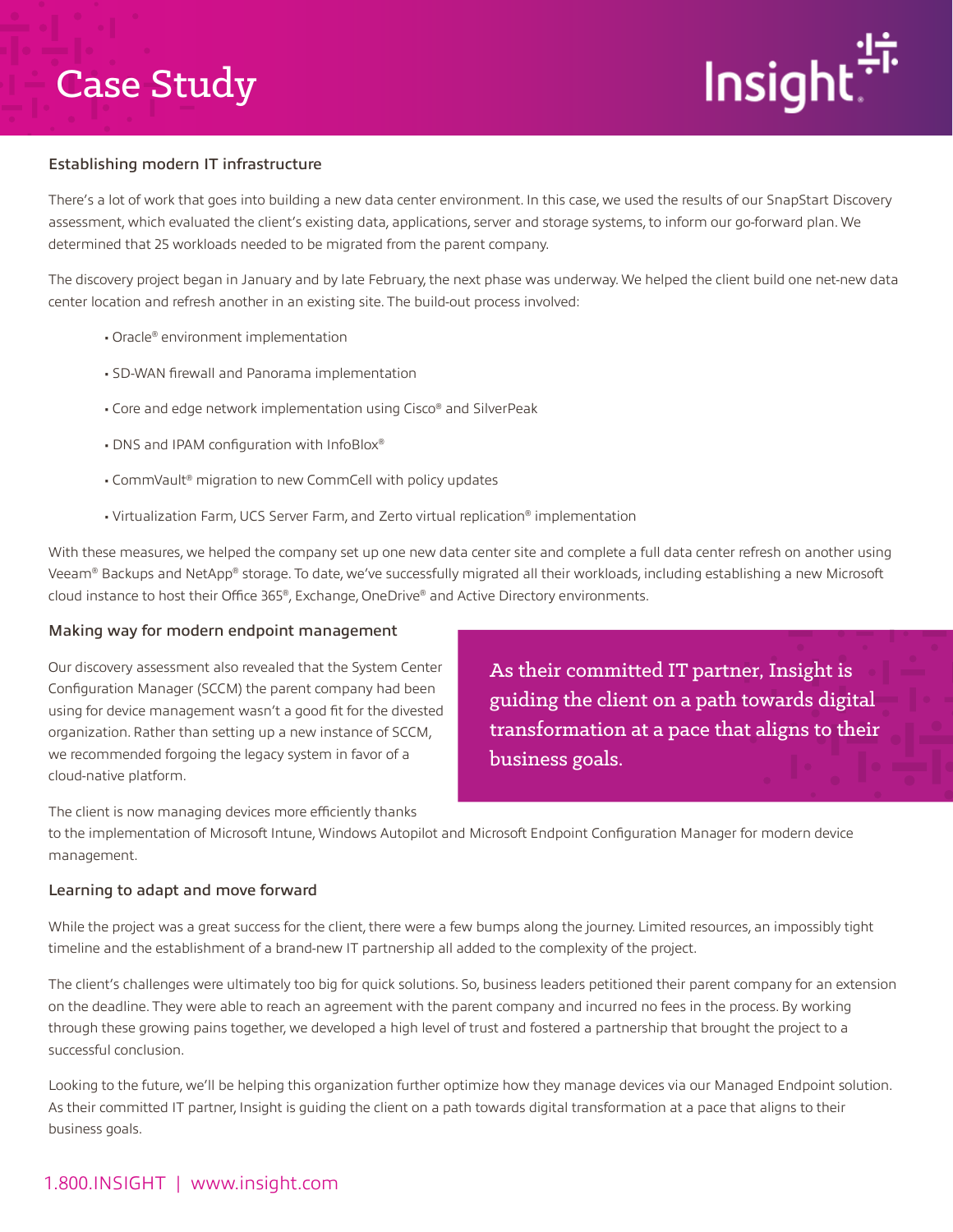# Case Study

## Establishing modern IT infrastructure

There's a lot of work that goes into building a new data center environment. In this case, we used the results of our SnapStart Discovery assessment, which evaluated the client's existing data, applications, server and storage systems, to inform our go-forward plan. We determined that 25 workloads needed to be migrated from the parent company.

The discovery project began in January and by late February, the next phase was underway. We helped the client build one net-new data center location and refresh another in an existing site. The build-out process involved:

- Oracle® environment implementation
- SD-WAN firewall and Panorama implementation
- Core and edge network implementation using Cisco® and SilverPeak
- DNS and IPAM configuration with InfoBlox®
- CommVault® migration to new CommCell with policy updates
- Virtualization Farm, UCS Server Farm, and Zerto virtual replication® implementation

With these measures, we helped the company set up one new data center site and complete a full data center refresh on another using Veeam® Backups and NetApp® storage. To date, we've successfully migrated all their workloads, including establishing a new Microsoft cloud instance to host their Office 365®, Exchange, OneDrive® and Active Directory environments.

## Making way for modern endpoint management

Our discovery assessment also revealed that the System Center Configuration Manager (SCCM) the parent company had been using for device management wasn't a good fit for the divested organization. Rather than setting up a new instance of SCCM, we recommended forgoing the legacy system in favor of a cloud-native platform.

> As their committed IT partner, Insight is guiding the client on a path towards digital transformation at a pace that aligns to their business goals.

The client is now managing devices more efficiently thanks to the implementation of Microsoft Intune, Windows Autopilot and Microsoft Endpoint Configuration Manager for modern device management.

## Learning to adapt and move forward

While the project was a great success for the client, there were a few bumps along the journey. Limited resources, an impossibly tight timeline and the establishment of a brand-new IT partnership all added to the complexity of the project.

The client's challenges were ultimately too big for quick solutions. So, business leaders petitioned their parent company for an extension on the deadline. They were able to reach an agreement with the parent company and incurred no fees in the process. By working through these growing pains together, we developed a high level of trust and fostered a partnership that brought the project to a successful conclusion.

Looking to the future, we'll be helping this organization further optimize how they manage devices via our Managed Endpoint solution. As their committed IT partner, Insight is guiding the client on a path towards digital transformation at a pace that aligns to their business goals.

1.800.INSIGHT | www.insight.com